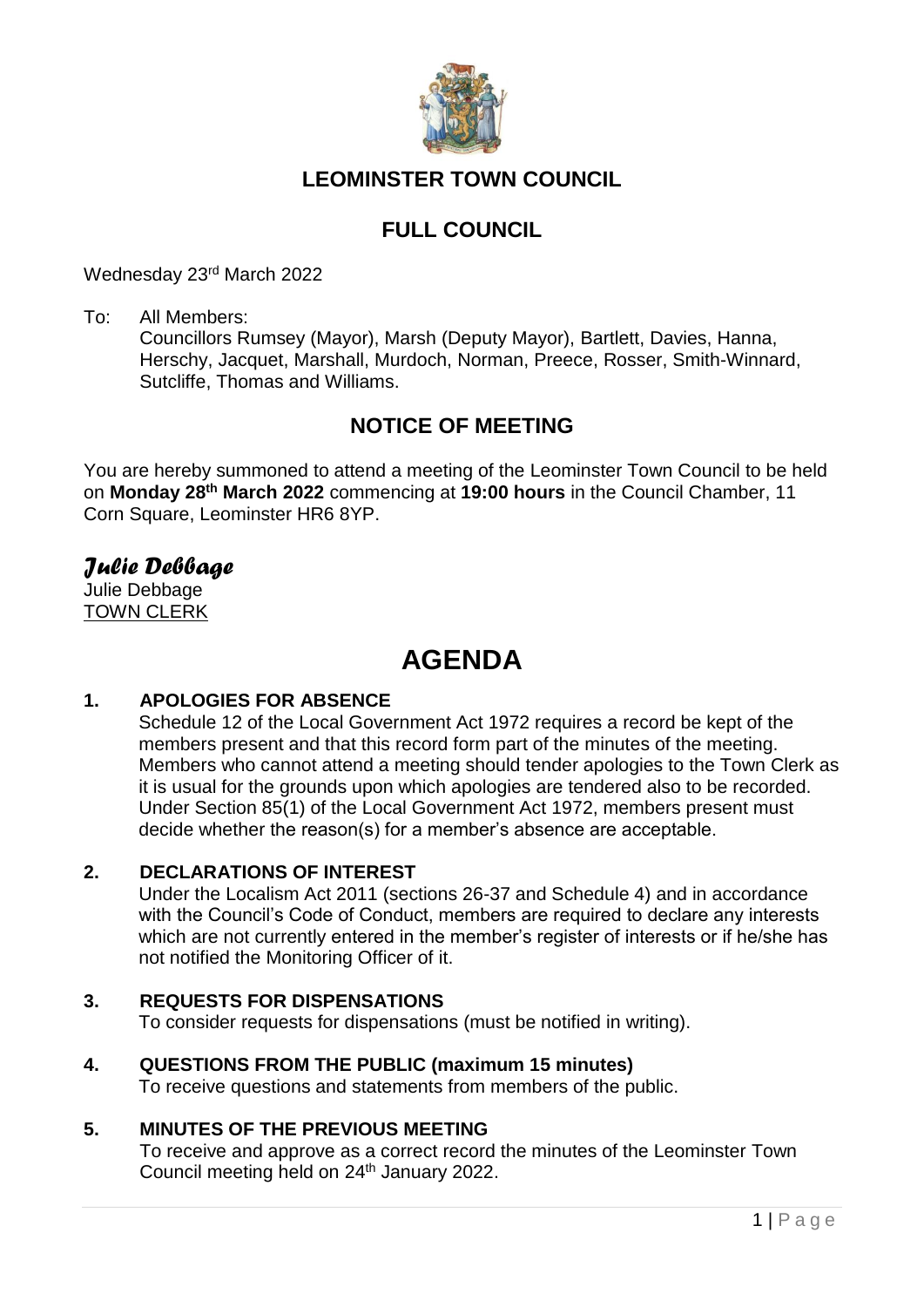# LEOMINSTER TOWN COUNCIL

## FULL COUNCIL

Wednesday 23rd March 2022

To: All Members:
Councillors Rumsey (Mayor), Marsh (Deputy Mayor), Bartlett, Davies, Hanna, Herschy, Jacquet, Marshall, Murdoch, Norman, Preece, Rosser, Smith-Winnard, Sutcliffe, Thomas and Williams.

## NOTICE OF MEETING

You are hereby summoned to attend a meeting of the Leominster Town Council to be held on **Monday 28th March 2022** commencing at **19:00 hours** in the Council Chamber, 11 Corn Square, Leominster HR6 8YP.

*Julie Debbage*
Julie Debbage
TOWN CLERK

# AGENDA

**1. APOLOGIES FOR ABSENCE**
Schedule 12 of the Local Government Act 1972 requires a record be kept of the members present and that this record form part of the minutes of the meeting. Members who cannot attend a meeting should tender apologies to the Town Clerk as it is usual for the grounds upon which apologies are tendered also to be recorded. Under Section 85(1) of the Local Government Act 1972, members present must decide whether the reason(s) for a member's absence are acceptable.

**2. DECLARATIONS OF INTEREST**
Under the Localism Act 2011 (sections 26-37 and Schedule 4) and in accordance with the Council's Code of Conduct, members are required to declare any interests which are not currently entered in the member's register of interests or if he/she has not notified the Monitoring Officer of it.

**3. REQUESTS FOR DISPENSATIONS**
To consider requests for dispensations (must be notified in writing).

**4. QUESTIONS FROM THE PUBLIC (maximum 15 minutes)**
To receive questions and statements from members of the public.

**5. MINUTES OF THE PREVIOUS MEETING**
To receive and approve as a correct record the minutes of the Leominster Town Council meeting held on 24th January 2022.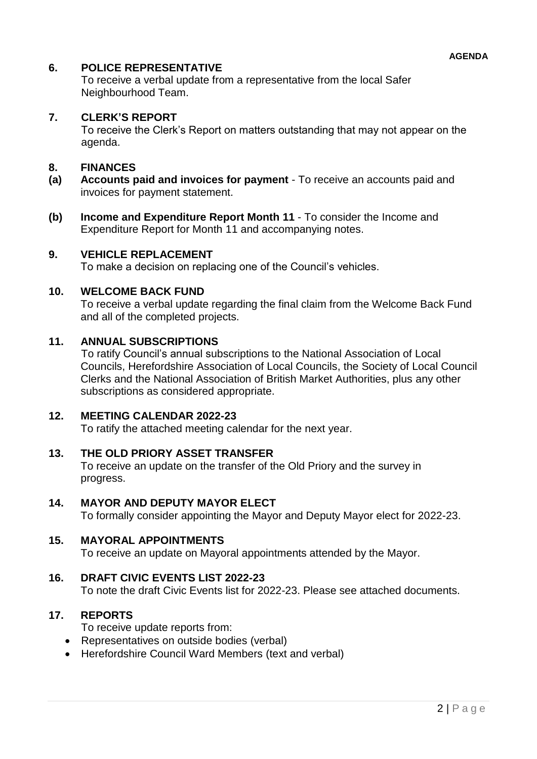**AGENDA**

## 6. POLICE REPRESENTATIVE

To receive a verbal update from a representative from the local Safer Neighbourhood Team.

## 7. CLERK'S REPORT

To receive the Clerk's Report on matters outstanding that may not appear on the agenda.

## 8. FINANCES

**(a) Accounts paid and invoices for payment** - To receive an accounts paid and invoices for payment statement.

**(b) Income and Expenditure Report Month 11** - To consider the Income and Expenditure Report for Month 11 and accompanying notes.

## 9. VEHICLE REPLACEMENT

To make a decision on replacing one of the Council's vehicles.

## 10. WELCOME BACK FUND

To receive a verbal update regarding the final claim from the Welcome Back Fund and all of the completed projects.

## 11. ANNUAL SUBSCRIPTIONS

To ratify Council's annual subscriptions to the National Association of Local Councils, Herefordshire Association of Local Councils, the Society of Local Council Clerks and the National Association of British Market Authorities, plus any other subscriptions as considered appropriate.

## 12. MEETING CALENDAR 2022-23

To ratify the attached meeting calendar for the next year.

## 13. THE OLD PRIORY ASSET TRANSFER

To receive an update on the transfer of the Old Priory and the survey in progress.

## 14. MAYOR AND DEPUTY MAYOR ELECT

To formally consider appointing the Mayor and Deputy Mayor elect for 2022-23.

## 15. MAYORAL APPOINTMENTS

To receive an update on Mayoral appointments attended by the Mayor.

## 16. DRAFT CIVIC EVENTS LIST 2022-23

To note the draft Civic Events list for 2022-23. Please see attached documents.

## 17. REPORTS

To receive update reports from:

- Representatives on outside bodies (verbal)
- Herefordshire Council Ward Members (text and verbal)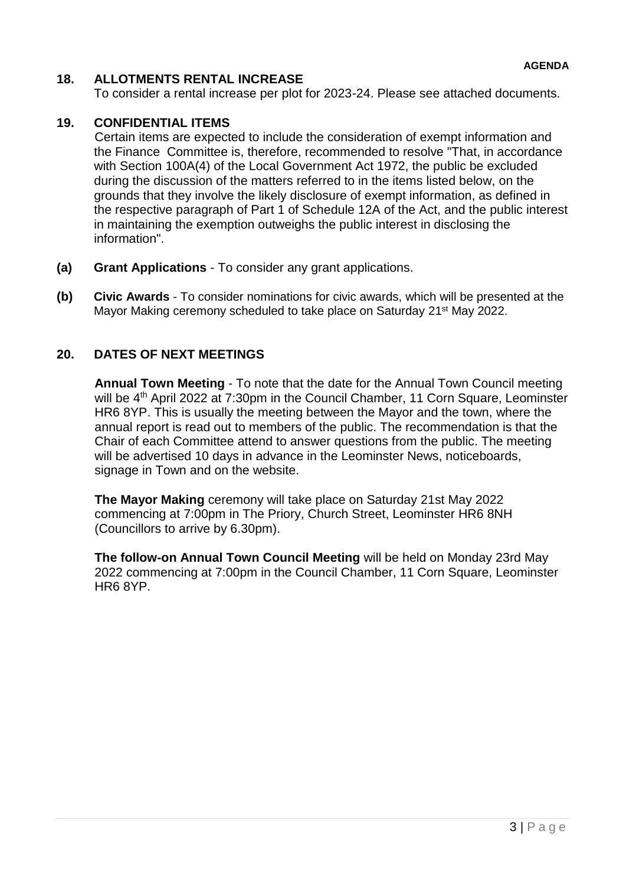## 18. ALLOTMENTS RENTAL INCREASE

To consider a rental increase per plot for 2023-24. Please see attached documents.

## 19. CONFIDENTIAL ITEMS

Certain items are expected to include the consideration of exempt information and the Finance Committee is, therefore, recommended to resolve "That, in accordance with Section 100A(4) of the Local Government Act 1972, the public be excluded during the discussion of the matters referred to in the items listed below, on the grounds that they involve the likely disclosure of exempt information, as defined in the respective paragraph of Part 1 of Schedule 12A of the Act, and the public interest in maintaining the exemption outweighs the public interest in disclosing the information".

**(a) Grant Applications** - To consider any grant applications.

**(b) Civic Awards** - To consider nominations for civic awards, which will be presented at the Mayor Making ceremony scheduled to take place on Saturday 21st May 2022.

## 20. DATES OF NEXT MEETINGS

**Annual Town Meeting** - To note that the date for the Annual Town Council meeting will be 4th April 2022 at 7:30pm in the Council Chamber, 11 Corn Square, Leominster HR6 8YP. This is usually the meeting between the Mayor and the town, where the annual report is read out to members of the public. The recommendation is that the Chair of each Committee attend to answer questions from the public. The meeting will be advertised 10 days in advance in the Leominster News, noticeboards, signage in Town and on the website.

**The Mayor Making** ceremony will take place on Saturday 21st May 2022 commencing at 7:00pm in The Priory, Church Street, Leominster HR6 8NH (Councillors to arrive by 6.30pm).

**The follow-on Annual Town Council Meeting** will be held on Monday 23rd May 2022 commencing at 7:00pm in the Council Chamber, 11 Corn Square, Leominster HR6 8YP.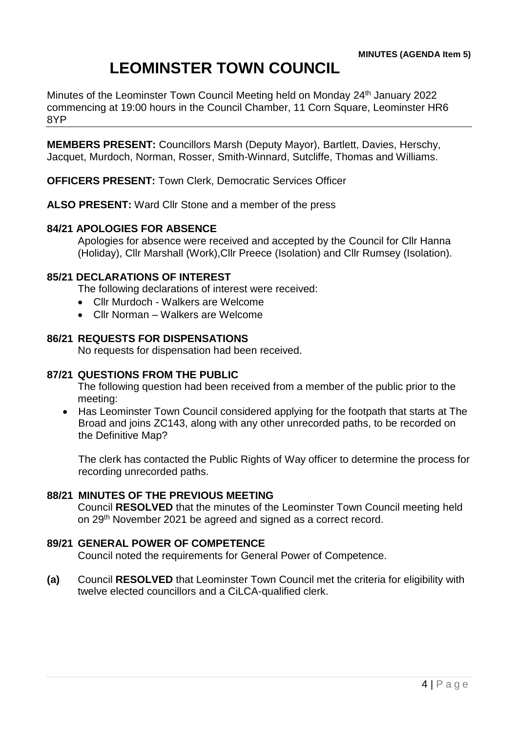**MINUTES (AGENDA Item 5)**

# LEOMINSTER TOWN COUNCIL

Minutes of the Leominster Town Council Meeting held on Monday 24th January 2022 commencing at 19:00 hours in the Council Chamber, 11 Corn Square, Leominster HR6 8YP

**MEMBERS PRESENT:** Councillors Marsh (Deputy Mayor), Bartlett, Davies, Herschy, Jacquet, Murdoch, Norman, Rosser, Smith-Winnard, Sutcliffe, Thomas and Williams.

**OFFICERS PRESENT:** Town Clerk, Democratic Services Officer

**ALSO PRESENT:** Ward Cllr Stone and a member of the press

### 84/21 APOLOGIES FOR ABSENCE

Apologies for absence were received and accepted by the Council for Cllr Hanna (Holiday), Cllr Marshall (Work),Cllr Preece (Isolation) and Cllr Rumsey (Isolation).

### 85/21 DECLARATIONS OF INTEREST

The following declarations of interest were received:

- Cllr Murdoch - Walkers are Welcome
- Cllr Norman – Walkers are Welcome

### 86/21 REQUESTS FOR DISPENSATIONS

No requests for dispensation had been received.

### 87/21 QUESTIONS FROM THE PUBLIC

The following question had been received from a member of the public prior to the meeting:

- Has Leominster Town Council considered applying for the footpath that starts at The Broad and joins ZC143, along with any other unrecorded paths, to be recorded on the Definitive Map?

The clerk has contacted the Public Rights of Way officer to determine the process for recording unrecorded paths.

### 88/21 MINUTES OF THE PREVIOUS MEETING

Council **RESOLVED** that the minutes of the Leominster Town Council meeting held on 29th November 2021 be agreed and signed as a correct record.

### 89/21 GENERAL POWER OF COMPETENCE

Council noted the requirements for General Power of Competence.

**(a)** Council **RESOLVED** that Leominster Town Council met the criteria for eligibility with twelve elected councillors and a CiLCA-qualified clerk.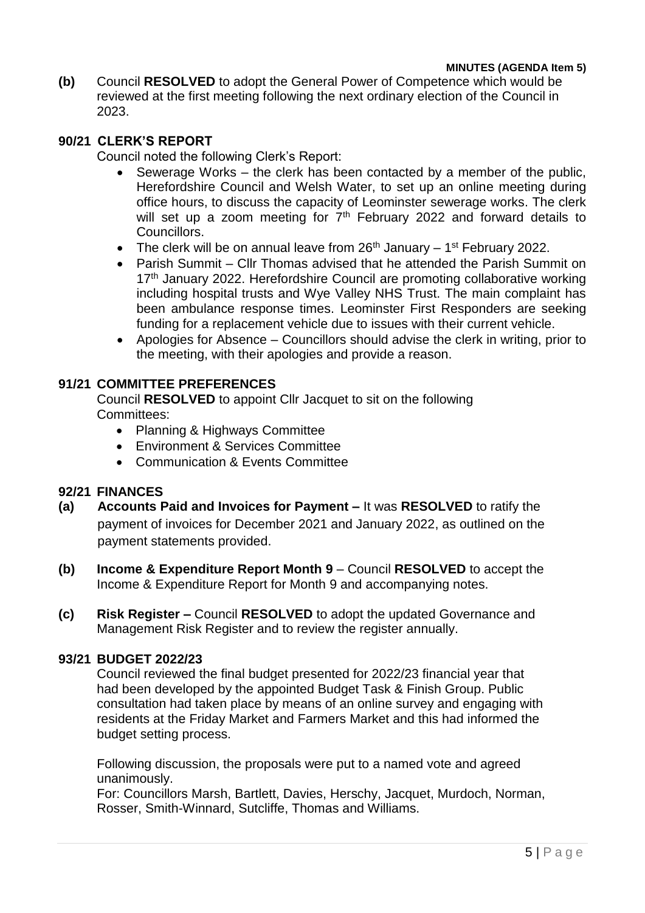**MINUTES (AGENDA Item 5)**

**(b)** Council **RESOLVED** to adopt the General Power of Competence which would be reviewed at the first meeting following the next ordinary election of the Council in 2023.

## 90/21 CLERK'S REPORT

Council noted the following Clerk's Report:

- Sewerage Works – the clerk has been contacted by a member of the public, Herefordshire Council and Welsh Water, to set up an online meeting during office hours, to discuss the capacity of Leominster sewerage works. The clerk will set up a zoom meeting for 7th February 2022 and forward details to Councillors.
- The clerk will be on annual leave from 26th January – 1st February 2022.
- Parish Summit – Cllr Thomas advised that he attended the Parish Summit on 17th January 2022. Herefordshire Council are promoting collaborative working including hospital trusts and Wye Valley NHS Trust. The main complaint has been ambulance response times. Leominster First Responders are seeking funding for a replacement vehicle due to issues with their current vehicle.
- Apologies for Absence – Councillors should advise the clerk in writing, prior to the meeting, with their apologies and provide a reason.

## 91/21 COMMITTEE PREFERENCES

Council **RESOLVED** to appoint Cllr Jacquet to sit on the following Committees:

- Planning & Highways Committee
- Environment & Services Committee
- Communication & Events Committee

## 92/21 FINANCES

**(a) Accounts Paid and Invoices for Payment –** It was **RESOLVED** to ratify the payment of invoices for December 2021 and January 2022, as outlined on the payment statements provided.

**(b) Income & Expenditure Report Month 9** – Council **RESOLVED** to accept the Income & Expenditure Report for Month 9 and accompanying notes.

**(c) Risk Register –** Council **RESOLVED** to adopt the updated Governance and Management Risk Register and to review the register annually.

## 93/21 BUDGET 2022/23

Council reviewed the final budget presented for 2022/23 financial year that had been developed by the appointed Budget Task & Finish Group. Public consultation had taken place by means of an online survey and engaging with residents at the Friday Market and Farmers Market and this had informed the budget setting process.

Following discussion, the proposals were put to a named vote and agreed unanimously.
For: Councillors Marsh, Bartlett, Davies, Herschy, Jacquet, Murdoch, Norman, Rosser, Smith-Winnard, Sutcliffe, Thomas and Williams.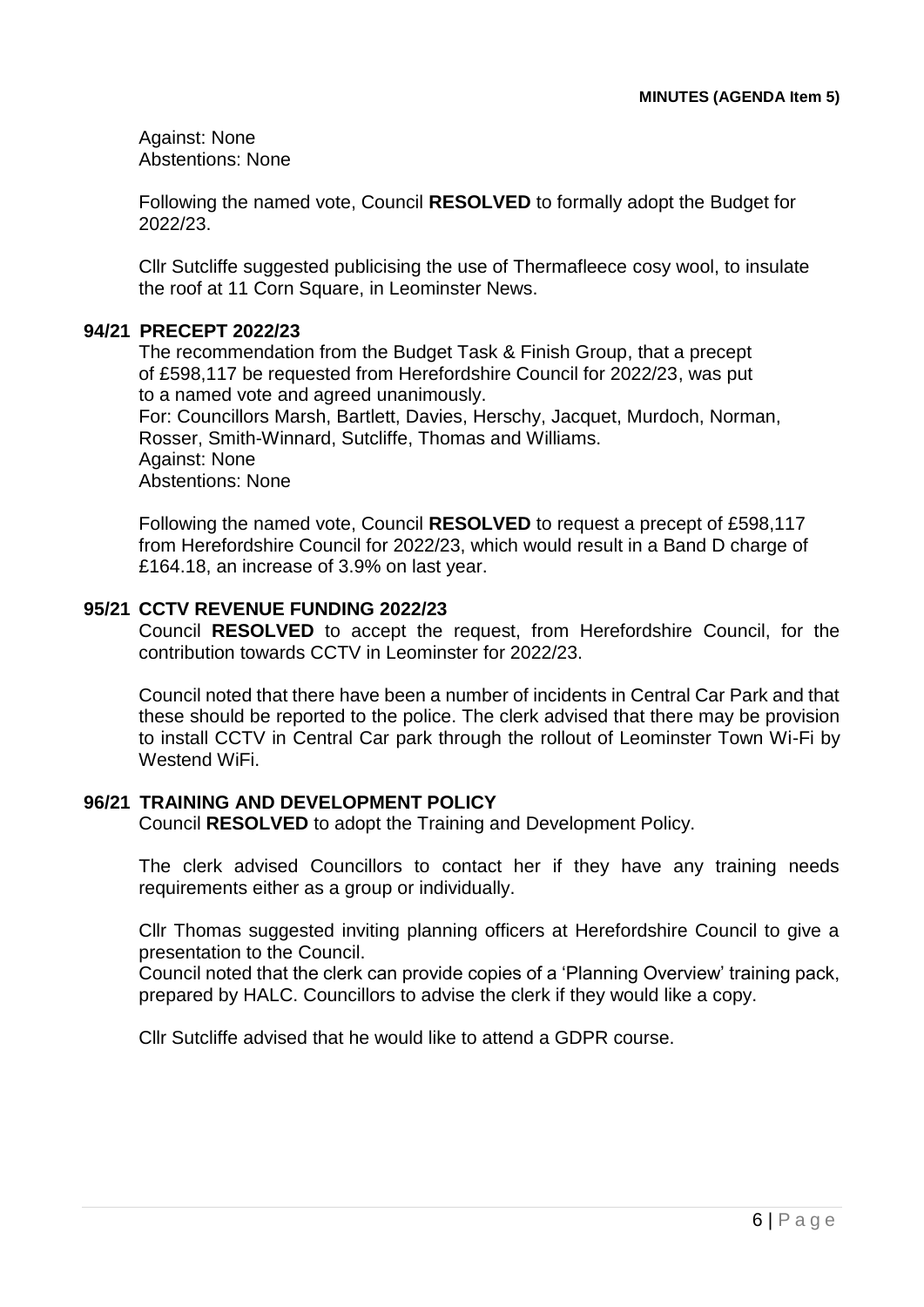**MINUTES (AGENDA Item 5)**

Against: None
Abstentions: None

Following the named vote, Council **RESOLVED** to formally adopt the Budget for 2022/23.

Cllr Sutcliffe suggested publicising the use of Thermafleece cosy wool, to insulate the roof at 11 Corn Square, in Leominster News.

## 94/21 PRECEPT 2022/23

The recommendation from the Budget Task & Finish Group, that a precept of £598,117 be requested from Herefordshire Council for 2022/23, was put to a named vote and agreed unanimously.
For: Councillors Marsh, Bartlett, Davies, Herschy, Jacquet, Murdoch, Norman, Rosser, Smith-Winnard, Sutcliffe, Thomas and Williams.
Against: None
Abstentions: None

Following the named vote, Council **RESOLVED** to request a precept of £598,117 from Herefordshire Council for 2022/23, which would result in a Band D charge of £164.18, an increase of 3.9% on last year.

## 95/21 CCTV REVENUE FUNDING 2022/23

Council **RESOLVED** to accept the request, from Herefordshire Council, for the contribution towards CCTV in Leominster for 2022/23.

Council noted that there have been a number of incidents in Central Car Park and that these should be reported to the police. The clerk advised that there may be provision to install CCTV in Central Car park through the rollout of Leominster Town Wi-Fi by Westend WiFi.

## 96/21 TRAINING AND DEVELOPMENT POLICY

Council **RESOLVED** to adopt the Training and Development Policy.

The clerk advised Councillors to contact her if they have any training needs requirements either as a group or individually.

Cllr Thomas suggested inviting planning officers at Herefordshire Council to give a presentation to the Council.
Council noted that the clerk can provide copies of a 'Planning Overview' training pack, prepared by HALC. Councillors to advise the clerk if they would like a copy.

Cllr Sutcliffe advised that he would like to attend a GDPR course.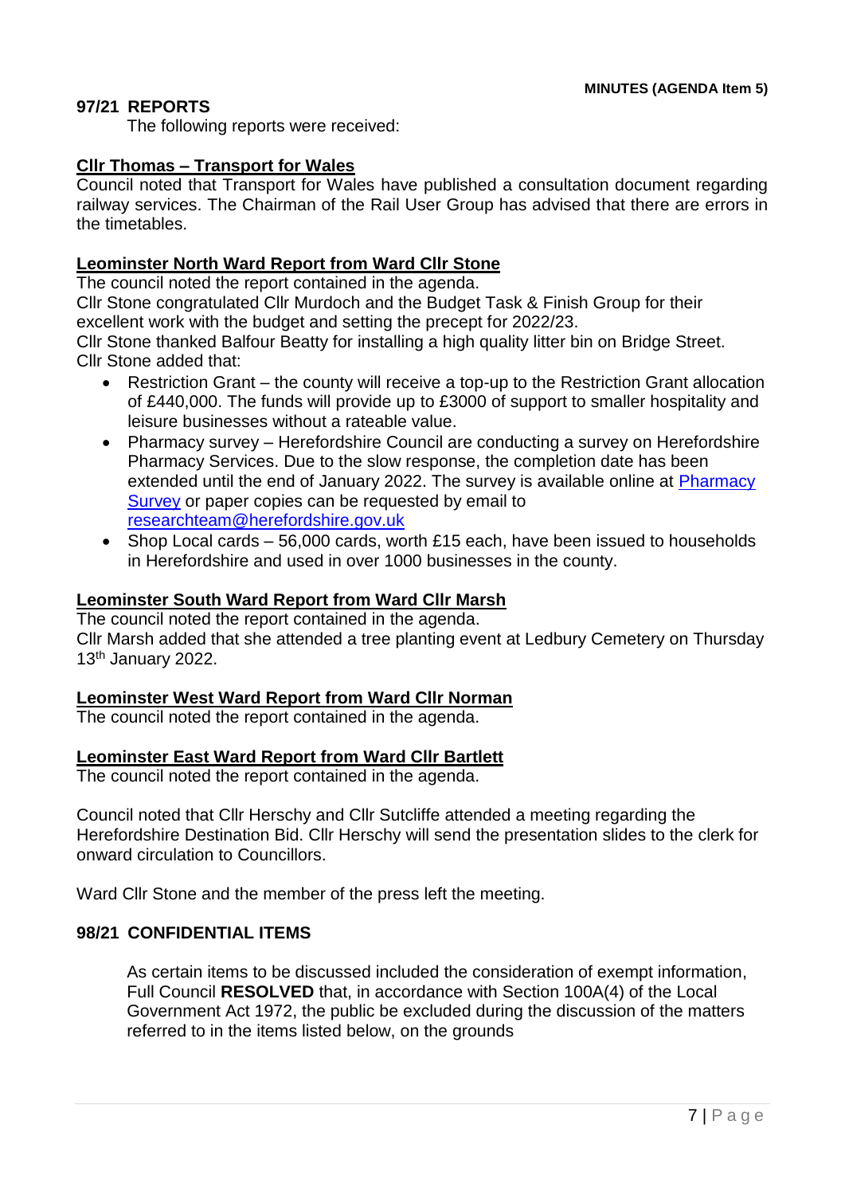**MINUTES (AGENDA Item 5)**

## 97/21 REPORTS

The following reports were received:

**Cllr Thomas – Transport for Wales**

Council noted that Transport for Wales have published a consultation document regarding railway services. The Chairman of the Rail User Group has advised that there are errors in the timetables.

**Leominster North Ward Report from Ward Cllr Stone**

The council noted the report contained in the agenda.
Cllr Stone congratulated Cllr Murdoch and the Budget Task & Finish Group for their excellent work with the budget and setting the precept for 2022/23.
Cllr Stone thanked Balfour Beatty for installing a high quality litter bin on Bridge Street.
Cllr Stone added that:

- Restriction Grant – the county will receive a top-up to the Restriction Grant allocation of £440,000. The funds will provide up to £3000 of support to smaller hospitality and leisure businesses without a rateable value.
- Pharmacy survey – Herefordshire Council are conducting a survey on Herefordshire Pharmacy Services. Due to the slow response, the completion date has been extended until the end of January 2022. The survey is available online at Pharmacy Survey or paper copies can be requested by email to researchteam@herefordshire.gov.uk
- Shop Local cards – 56,000 cards, worth £15 each, have been issued to households in Herefordshire and used in over 1000 businesses in the county.

**Leominster South Ward Report from Ward Cllr Marsh**

The council noted the report contained in the agenda.
Cllr Marsh added that she attended a tree planting event at Ledbury Cemetery on Thursday 13th January 2022.

**Leominster West Ward Report from Ward Cllr Norman**

The council noted the report contained in the agenda.

**Leominster East Ward Report from Ward Cllr Bartlett**

The council noted the report contained in the agenda.

Council noted that Cllr Herschy and Cllr Sutcliffe attended a meeting regarding the Herefordshire Destination Bid. Cllr Herschy will send the presentation slides to the clerk for onward circulation to Councillors.

Ward Cllr Stone and the member of the press left the meeting.

## 98/21 CONFIDENTIAL ITEMS

As certain items to be discussed included the consideration of exempt information, Full Council **RESOLVED** that, in accordance with Section 100A(4) of the Local Government Act 1972, the public be excluded during the discussion of the matters referred to in the items listed below, on the grounds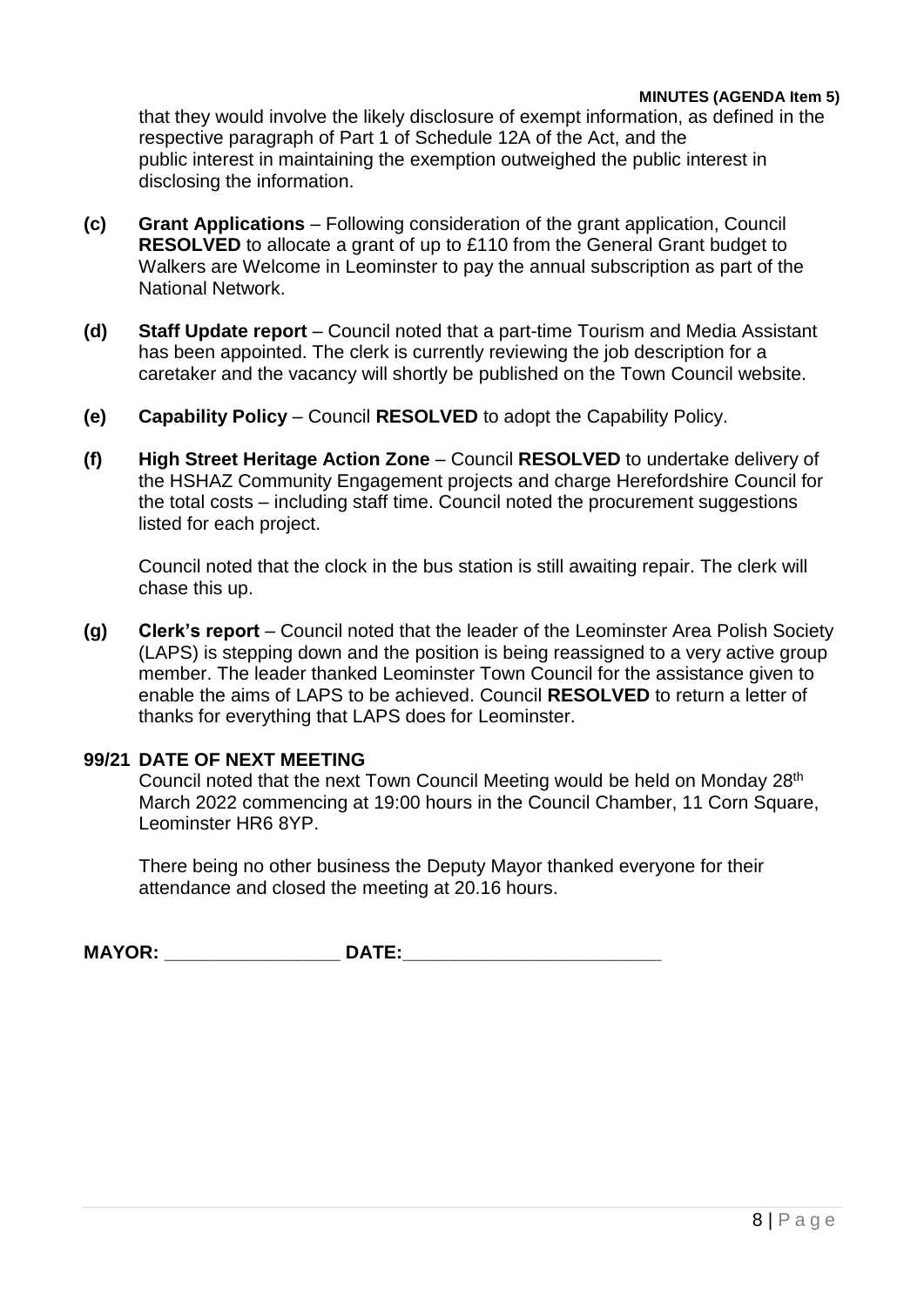that they would involve the likely disclosure of exempt information, as defined in the respective paragraph of Part 1 of Schedule 12A of the Act, and the public interest in maintaining the exemption outweighed the public interest in disclosing the information.

**(c)** **Grant Applications** – Following consideration of the grant application, Council **RESOLVED** to allocate a grant of up to £110 from the General Grant budget to Walkers are Welcome in Leominster to pay the annual subscription as part of the National Network.

**(d)** **Staff Update report** – Council noted that a part-time Tourism and Media Assistant has been appointed. The clerk is currently reviewing the job description for a caretaker and the vacancy will shortly be published on the Town Council website.

**(e)** **Capability Policy** – Council **RESOLVED** to adopt the Capability Policy.

**(f)** **High Street Heritage Action Zone** – Council **RESOLVED** to undertake delivery of the HSHAZ Community Engagement projects and charge Herefordshire Council for the total costs – including staff time. Council noted the procurement suggestions listed for each project.

Council noted that the clock in the bus station is still awaiting repair. The clerk will chase this up.

**(g)** **Clerk's report** – Council noted that the leader of the Leominster Area Polish Society (LAPS) is stepping down and the position is being reassigned to a very active group member. The leader thanked Leominster Town Council for the assistance given to enable the aims of LAPS to be achieved. Council **RESOLVED** to return a letter of thanks for everything that LAPS does for Leominster.

**99/21 DATE OF NEXT MEETING**

Council noted that the next Town Council Meeting would be held on Monday 28th March 2022 commencing at 19:00 hours in the Council Chamber, 11 Corn Square, Leominster HR6 8YP.

There being no other business the Deputy Mayor thanked everyone for their attendance and closed the meeting at 20.16 hours.

**MAYOR:** ________________ **DATE:**________________________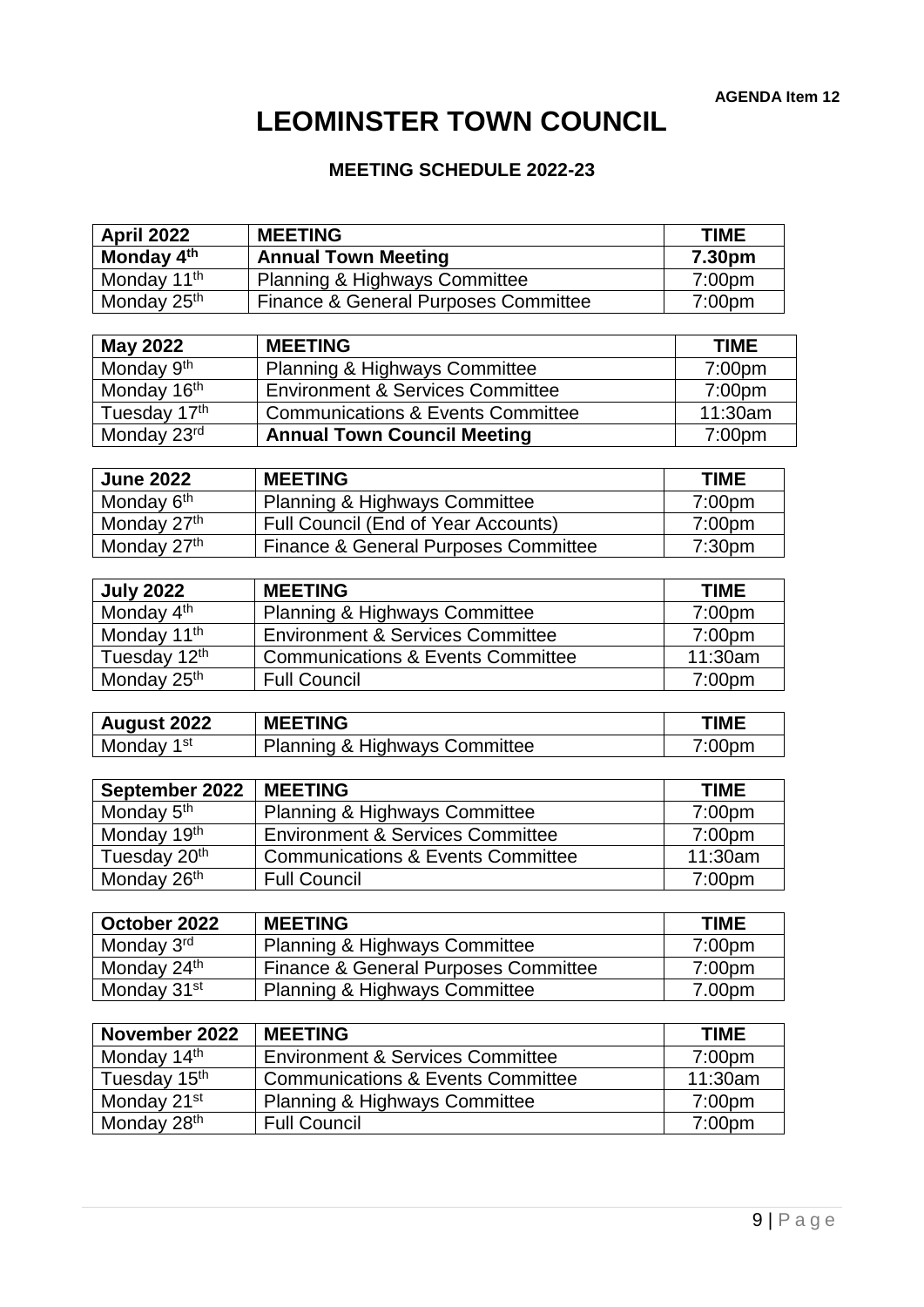AGENDA Item 12

# LEOMINSTER TOWN COUNCIL

## MEETING SCHEDULE 2022-23

| April 2022 | MEETING | TIME |
|---|---|---|
| **Monday 4th** | **Annual Town Meeting** | **7.30pm** |
| Monday 11th | Planning & Highways Committee | 7:00pm |
| Monday 25th | Finance & General Purposes Committee | 7:00pm |

| May 2022 | MEETING | TIME |
|---|---|---|
| Monday 9th | Planning & Highways Committee | 7:00pm |
| Monday 16th | Environment & Services Committee | 7:00pm |
| Tuesday 17th | Communications & Events Committee | 11:30am |
| Monday 23rd | **Annual Town Council Meeting** | 7:00pm |

| June 2022 | MEETING | TIME |
|---|---|---|
| Monday 6th | Planning & Highways Committee | 7:00pm |
| Monday 27th | Full Council (End of Year Accounts) | 7:00pm |
| Monday 27th | Finance & General Purposes Committee | 7:30pm |

| July 2022 | MEETING | TIME |
|---|---|---|
| Monday 4th | Planning & Highways Committee | 7:00pm |
| Monday 11th | Environment & Services Committee | 7:00pm |
| Tuesday 12th | Communications & Events Committee | 11:30am |
| Monday 25th | Full Council | 7:00pm |

| August 2022 | MEETING | TIME |
|---|---|---|
| Monday 1st | Planning & Highways Committee | 7:00pm |

| September 2022 | MEETING | TIME |
|---|---|---|
| Monday 5th | Planning & Highways Committee | 7:00pm |
| Monday 19th | Environment & Services Committee | 7:00pm |
| Tuesday 20th | Communications & Events Committee | 11:30am |
| Monday 26th | Full Council | 7:00pm |

| October 2022 | MEETING | TIME |
|---|---|---|
| Monday 3rd | Planning & Highways Committee | 7:00pm |
| Monday 24th | Finance & General Purposes Committee | 7:00pm |
| Monday 31st | Planning & Highways Committee | 7.00pm |

| November 2022 | MEETING | TIME |
|---|---|---|
| Monday 14th | Environment & Services Committee | 7:00pm |
| Tuesday 15th | Communications & Events Committee | 11:30am |
| Monday 21st | Planning & Highways Committee | 7:00pm |
| Monday 28th | Full Council | 7:00pm |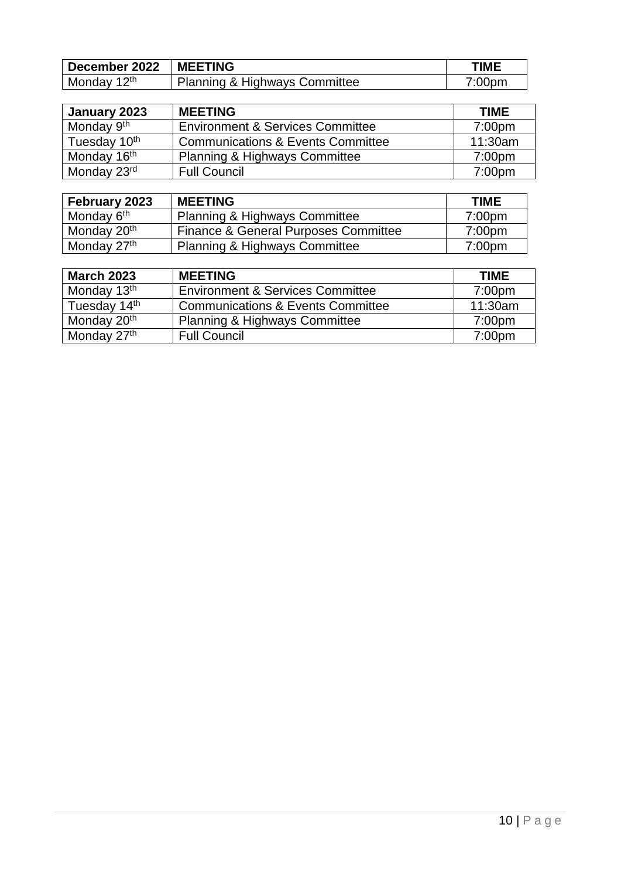| December 2022 | MEETING | TIME |
|---|---|---|
| Monday 12th | Planning & Highways Committee | 7:00pm |

| January 2023 | MEETING | TIME |
|---|---|---|
| Monday 9th | Environment & Services Committee | 7:00pm |
| Tuesday 10th | Communications & Events Committee | 11:30am |
| Monday 16th | Planning & Highways Committee | 7:00pm |
| Monday 23rd | Full Council | 7:00pm |

| February 2023 | MEETING | TIME |
|---|---|---|
| Monday 6th | Planning & Highways Committee | 7:00pm |
| Monday 20th | Finance & General Purposes Committee | 7:00pm |
| Monday 27th | Planning & Highways Committee | 7:00pm |

| March 2023 | MEETING | TIME |
|---|---|---|
| Monday 13th | Environment & Services Committee | 7:00pm |
| Tuesday 14th | Communications & Events Committee | 11:30am |
| Monday 20th | Planning & Highways Committee | 7:00pm |
| Monday 27th | Full Council | 7:00pm |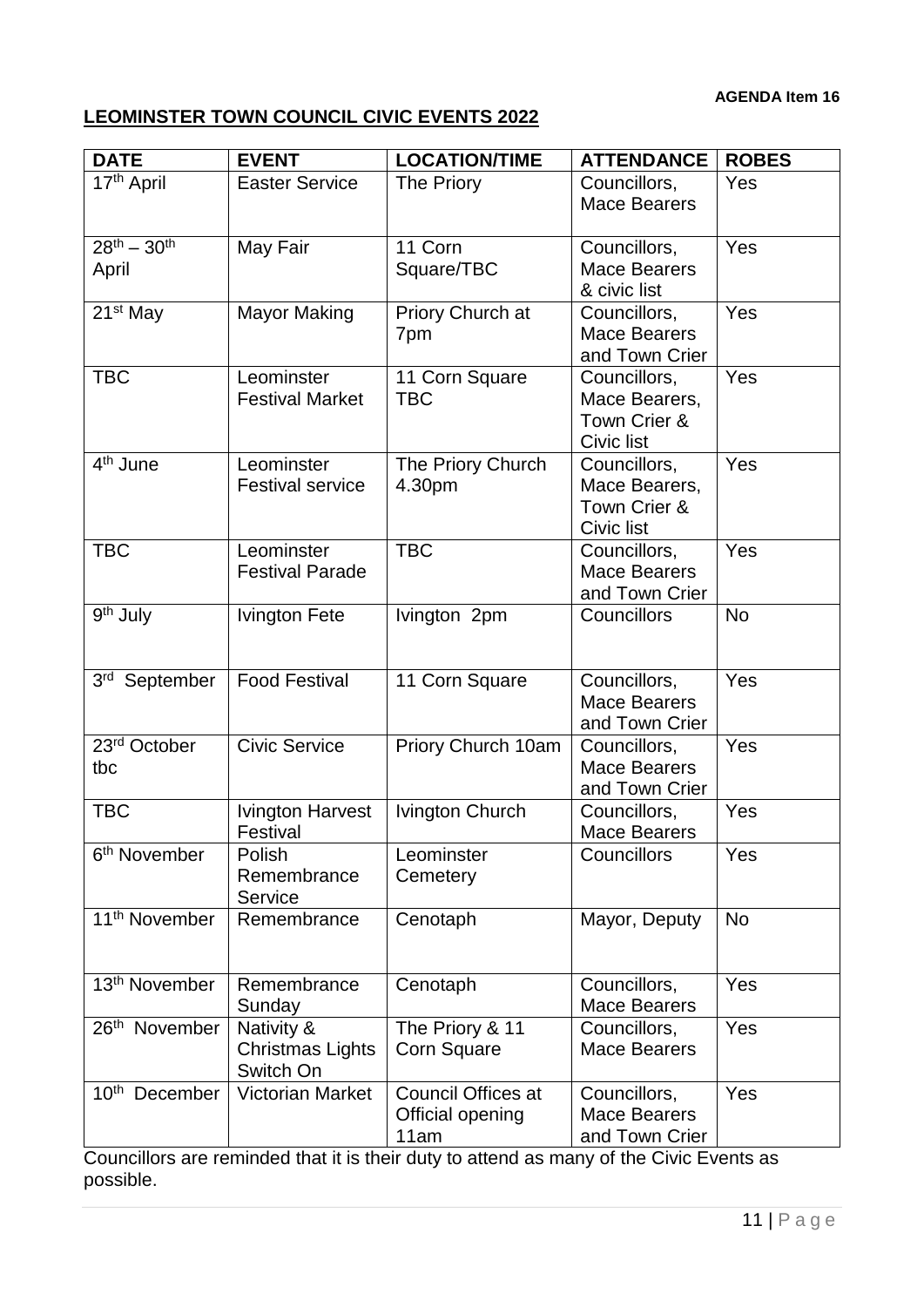**AGENDA Item 16**

## LEOMINSTER TOWN COUNCIL CIVIC EVENTS 2022

| DATE | EVENT | LOCATION/TIME | ATTENDANCE | ROBES |
|---|---|---|---|---|
| 17th April | Easter Service | The Priory | Councillors, Mace Bearers | Yes |
| 28th – 30th April | May Fair | 11 Corn Square/TBC | Councillors, Mace Bearers & civic list | Yes |
| 21st May | Mayor Making | Priory Church at 7pm | Councillors, Mace Bearers and Town Crier | Yes |
| TBC | Leominster Festival Market | 11 Corn Square TBC | Councillors, Mace Bearers, Town Crier & Civic list | Yes |
| 4th June | Leominster Festival service | The Priory Church 4.30pm | Councillors, Mace Bearers, Town Crier & Civic list | Yes |
| TBC | Leominster Festival Parade | TBC | Councillors, Mace Bearers and Town Crier | Yes |
| 9th July | Ivington Fete | Ivington 2pm | Councillors | No |
| 3rd September | Food Festival | 11 Corn Square | Councillors, Mace Bearers and Town Crier | Yes |
| 23rd October tbc | Civic Service | Priory Church 10am | Councillors, Mace Bearers and Town Crier | Yes |
| TBC | Ivington Harvest Festival | Ivington Church | Councillors, Mace Bearers | Yes |
| 6th November | Polish Remembrance Service | Leominster Cemetery | Councillors | Yes |
| 11th November | Remembrance | Cenotaph | Mayor, Deputy | No |
| 13th November | Remembrance Sunday | Cenotaph | Councillors, Mace Bearers | Yes |
| 26th November | Nativity & Christmas Lights Switch On | The Priory & 11 Corn Square | Councillors, Mace Bearers | Yes |
| 10th December | Victorian Market | Council Offices at Official opening 11am | Councillors, Mace Bearers and Town Crier | Yes |

Councillors are reminded that it is their duty to attend as many of the Civic Events as possible.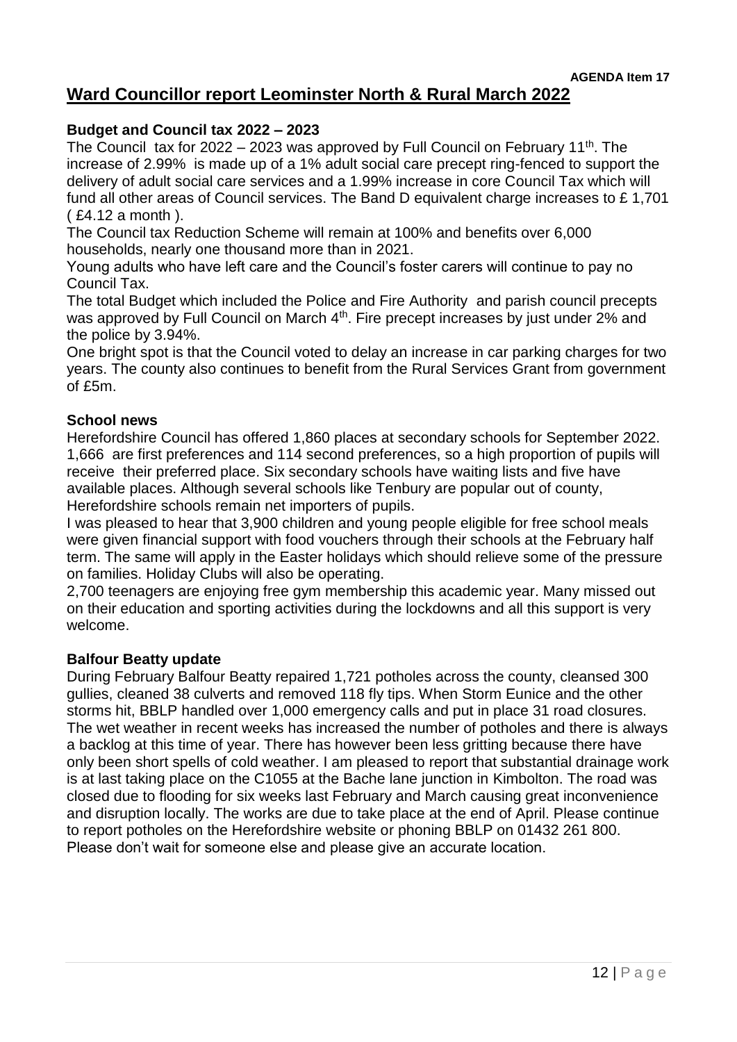**AGENDA Item 17**

# Ward Councillor report Leominster North & Rural March 2022

## Budget and Council tax 2022 – 2023

The Council tax for 2022 – 2023 was approved by Full Council on February 11th. The increase of 2.99% is made up of a 1% adult social care precept ring-fenced to support the delivery of adult social care services and a 1.99% increase in core Council Tax which will fund all other areas of Council services. The Band D equivalent charge increases to £ 1,701 ( £4.12 a month ).

The Council tax Reduction Scheme will remain at 100% and benefits over 6,000 households, nearly one thousand more than in 2021.

Young adults who have left care and the Council's foster carers will continue to pay no Council Tax.

The total Budget which included the Police and Fire Authority and parish council precepts was approved by Full Council on March 4th. Fire precept increases by just under 2% and the police by 3.94%.

One bright spot is that the Council voted to delay an increase in car parking charges for two years. The county also continues to benefit from the Rural Services Grant from government of £5m.

## School news

Herefordshire Council has offered 1,860 places at secondary schools for September 2022. 1,666 are first preferences and 114 second preferences, so a high proportion of pupils will receive their preferred place. Six secondary schools have waiting lists and five have available places. Although several schools like Tenbury are popular out of county, Herefordshire schools remain net importers of pupils.

I was pleased to hear that 3,900 children and young people eligible for free school meals were given financial support with food vouchers through their schools at the February half term. The same will apply in the Easter holidays which should relieve some of the pressure on families. Holiday Clubs will also be operating.

2,700 teenagers are enjoying free gym membership this academic year. Many missed out on their education and sporting activities during the lockdowns and all this support is very welcome.

## Balfour Beatty update

During February Balfour Beatty repaired 1,721 potholes across the county, cleansed 300 gullies, cleaned 38 culverts and removed 118 fly tips. When Storm Eunice and the other storms hit, BBLP handled over 1,000 emergency calls and put in place 31 road closures. The wet weather in recent weeks has increased the number of potholes and there is always a backlog at this time of year. There has however been less gritting because there have only been short spells of cold weather. I am pleased to report that substantial drainage work is at last taking place on the C1055 at the Bache lane junction in Kimbolton. The road was closed due to flooding for six weeks last February and March causing great inconvenience and disruption locally. The works are due to take place at the end of April. Please continue to report potholes on the Herefordshire website or phoning BBLP on 01432 261 800. Please don't wait for someone else and please give an accurate location.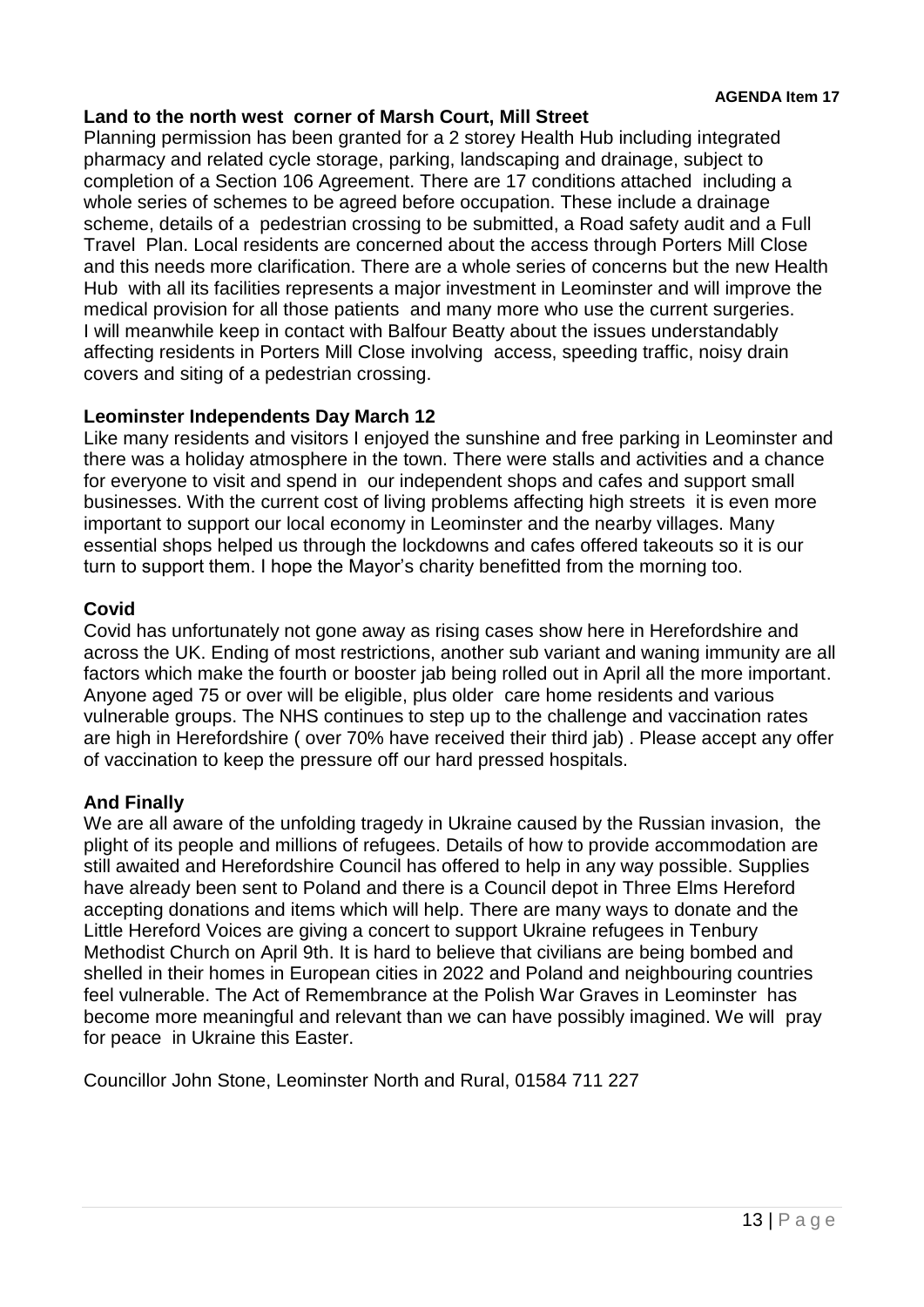**AGENDA Item 17**

**Land to the north west corner of Marsh Court, Mill Street**

Planning permission has been granted for a 2 storey Health Hub including integrated pharmacy and related cycle storage, parking, landscaping and drainage, subject to completion of a Section 106 Agreement. There are 17 conditions attached including a whole series of schemes to be agreed before occupation. These include a drainage scheme, details of a pedestrian crossing to be submitted, a Road safety audit and a Full Travel Plan. Local residents are concerned about the access through Porters Mill Close and this needs more clarification. There are a whole series of concerns but the new Health Hub with all its facilities represents a major investment in Leominster and will improve the medical provision for all those patients and many more who use the current surgeries. I will meanwhile keep in contact with Balfour Beatty about the issues understandably affecting residents in Porters Mill Close involving access, speeding traffic, noisy drain covers and siting of a pedestrian crossing.

**Leominster Independents Day March 12**

Like many residents and visitors I enjoyed the sunshine and free parking in Leominster and there was a holiday atmosphere in the town. There were stalls and activities and a chance for everyone to visit and spend in our independent shops and cafes and support small businesses. With the current cost of living problems affecting high streets it is even more important to support our local economy in Leominster and the nearby villages. Many essential shops helped us through the lockdowns and cafes offered takeouts so it is our turn to support them. I hope the Mayor's charity benefitted from the morning too.

**Covid**

Covid has unfortunately not gone away as rising cases show here in Herefordshire and across the UK. Ending of most restrictions, another sub variant and waning immunity are all factors which make the fourth or booster jab being rolled out in April all the more important. Anyone aged 75 or over will be eligible, plus older care home residents and various vulnerable groups. The NHS continues to step up to the challenge and vaccination rates are high in Herefordshire ( over 70% have received their third jab) . Please accept any offer of vaccination to keep the pressure off our hard pressed hospitals.

**And Finally**

We are all aware of the unfolding tragedy in Ukraine caused by the Russian invasion, the plight of its people and millions of refugees. Details of how to provide accommodation are still awaited and Herefordshire Council has offered to help in any way possible. Supplies have already been sent to Poland and there is a Council depot in Three Elms Hereford accepting donations and items which will help. There are many ways to donate and the Little Hereford Voices are giving a concert to support Ukraine refugees in Tenbury Methodist Church on April 9th. It is hard to believe that civilians are being bombed and shelled in their homes in European cities in 2022 and Poland and neighbouring countries feel vulnerable. The Act of Remembrance at the Polish War Graves in Leominster has become more meaningful and relevant than we can have possibly imagined. We will pray for peace in Ukraine this Easter.

Councillor John Stone, Leominster North and Rural, 01584 711 227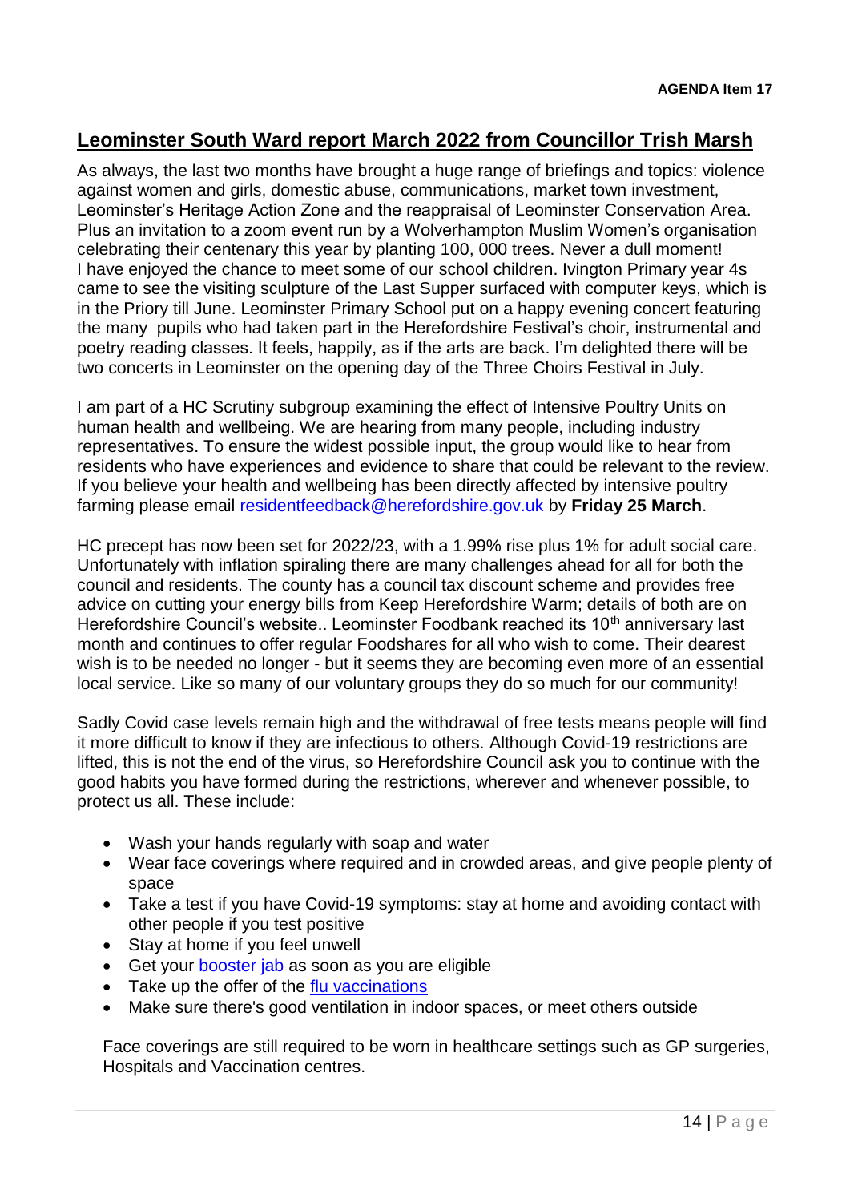**AGENDA Item 17**

## Leominster South Ward report March 2022 from Councillor Trish Marsh

As always, the last two months have brought a huge range of briefings and topics: violence against women and girls, domestic abuse, communications, market town investment, Leominster's Heritage Action Zone and the reappraisal of Leominster Conservation Area. Plus an invitation to a zoom event run by a Wolverhampton Muslim Women's organisation celebrating their centenary this year by planting 100, 000 trees. Never a dull moment! I have enjoyed the chance to meet some of our school children. Ivington Primary year 4s came to see the visiting sculpture of the Last Supper surfaced with computer keys, which is in the Priory till June. Leominster Primary School put on a happy evening concert featuring the many pupils who had taken part in the Herefordshire Festival's choir, instrumental and poetry reading classes. It feels, happily, as if the arts are back. I'm delighted there will be two concerts in Leominster on the opening day of the Three Choirs Festival in July.

I am part of a HC Scrutiny subgroup examining the effect of Intensive Poultry Units on human health and wellbeing. We are hearing from many people, including industry representatives. To ensure the widest possible input, the group would like to hear from residents who have experiences and evidence to share that could be relevant to the review. If you believe your health and wellbeing has been directly affected by intensive poultry farming please email [residentfeedback@herefordshire.gov.uk](mailto:residentfeedback@herefordshire.gov.uk) by **Friday 25 March**.

HC precept has now been set for 2022/23, with a 1.99% rise plus 1% for adult social care. Unfortunately with inflation spiraling there are many challenges ahead for all for both the council and residents. The county has a council tax discount scheme and provides free advice on cutting your energy bills from Keep Herefordshire Warm; details of both are on Herefordshire Council's website.. Leominster Foodbank reached its 10th anniversary last month and continues to offer regular Foodshares for all who wish to come. Their dearest wish is to be needed no longer - but it seems they are becoming even more of an essential local service. Like so many of our voluntary groups they do so much for our community!

Sadly Covid case levels remain high and the withdrawal of free tests means people will find it more difficult to know if they are infectious to others. Although Covid-19 restrictions are lifted, this is not the end of the virus, so Herefordshire Council ask you to continue with the good habits you have formed during the restrictions, wherever and whenever possible, to protect us all. These include:

- Wash your hands regularly with soap and water
- Wear face coverings where required and in crowded areas, and give people plenty of space
- Take a test if you have Covid-19 symptoms: stay at home and avoiding contact with other people if you test positive
- Stay at home if you feel unwell
- Get your booster jab as soon as you are eligible
- Take up the offer of the flu vaccinations
- Make sure there's good ventilation in indoor spaces, or meet others outside

Face coverings are still required to be worn in healthcare settings such as GP surgeries, Hospitals and Vaccination centres.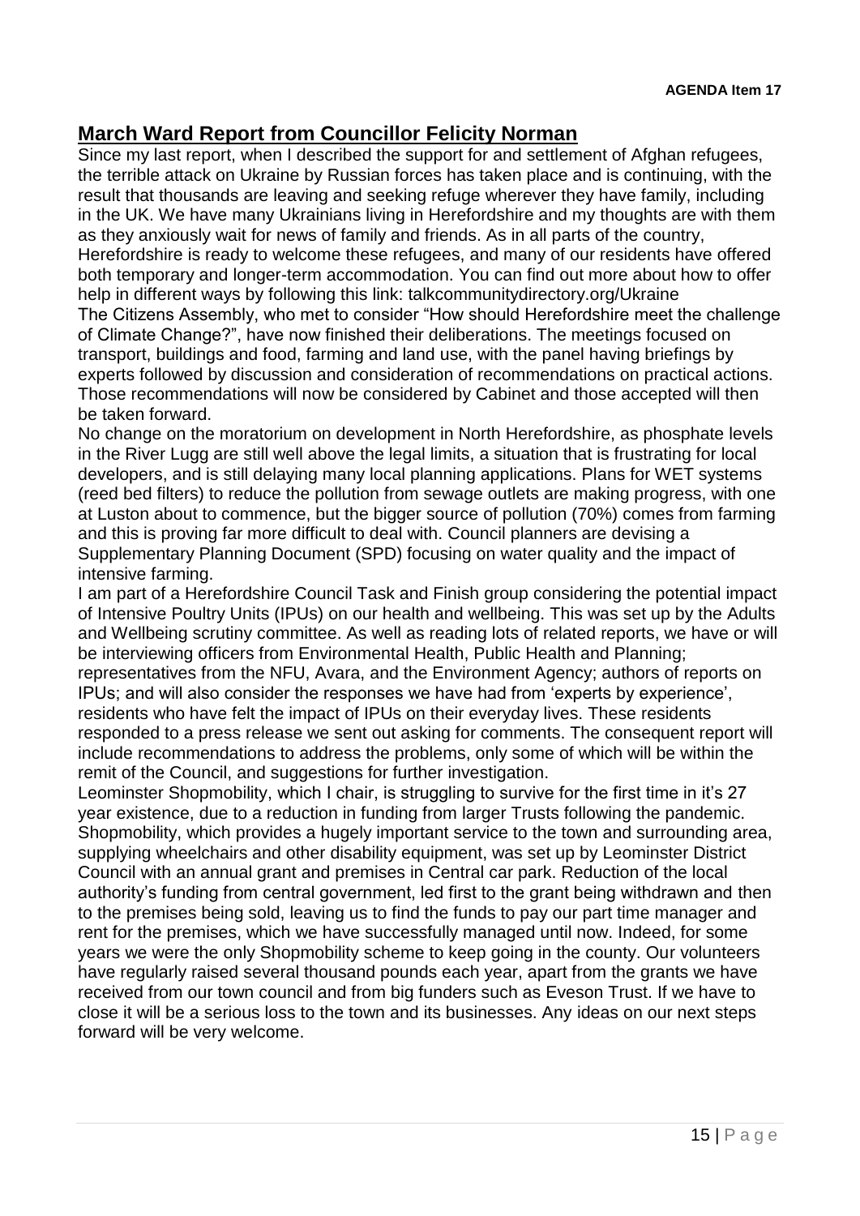**AGENDA Item 17**

## March Ward Report from Councillor Felicity Norman

Since my last report, when I described the support for and settlement of Afghan refugees, the terrible attack on Ukraine by Russian forces has taken place and is continuing, with the result that thousands are leaving and seeking refuge wherever they have family, including in the UK. We have many Ukrainians living in Herefordshire and my thoughts are with them as they anxiously wait for news of family and friends. As in all parts of the country, Herefordshire is ready to welcome these refugees, and many of our residents have offered both temporary and longer-term accommodation. You can find out more about how to offer help in different ways by following this link: talkcommunitydirectory.org/Ukraine

The Citizens Assembly, who met to consider "How should Herefordshire meet the challenge of Climate Change?", have now finished their deliberations. The meetings focused on transport, buildings and food, farming and land use, with the panel having briefings by experts followed by discussion and consideration of recommendations on practical actions. Those recommendations will now be considered by Cabinet and those accepted will then be taken forward.

No change on the moratorium on development in North Herefordshire, as phosphate levels in the River Lugg are still well above the legal limits, a situation that is frustrating for local developers, and is still delaying many local planning applications. Plans for WET systems (reed bed filters) to reduce the pollution from sewage outlets are making progress, with one at Luston about to commence, but the bigger source of pollution (70%) comes from farming and this is proving far more difficult to deal with. Council planners are devising a Supplementary Planning Document (SPD) focusing on water quality and the impact of intensive farming.

I am part of a Herefordshire Council Task and Finish group considering the potential impact of Intensive Poultry Units (IPUs) on our health and wellbeing. This was set up by the Adults and Wellbeing scrutiny committee. As well as reading lots of related reports, we have or will be interviewing officers from Environmental Health, Public Health and Planning; representatives from the NFU, Avara, and the Environment Agency; authors of reports on IPUs; and will also consider the responses we have had from 'experts by experience', residents who have felt the impact of IPUs on their everyday lives. These residents responded to a press release we sent out asking for comments. The consequent report will include recommendations to address the problems, only some of which will be within the remit of the Council, and suggestions for further investigation.

Leominster Shopmobility, which I chair, is struggling to survive for the first time in it's 27 year existence, due to a reduction in funding from larger Trusts following the pandemic. Shopmobility, which provides a hugely important service to the town and surrounding area, supplying wheelchairs and other disability equipment, was set up by Leominster District Council with an annual grant and premises in Central car park. Reduction of the local authority's funding from central government, led first to the grant being withdrawn and then to the premises being sold, leaving us to find the funds to pay our part time manager and rent for the premises, which we have successfully managed until now. Indeed, for some years we were the only Shopmobility scheme to keep going in the county. Our volunteers have regularly raised several thousand pounds each year, apart from the grants we have received from our town council and from big funders such as Eveson Trust. If we have to close it will be a serious loss to the town and its businesses. Any ideas on our next steps forward will be very welcome.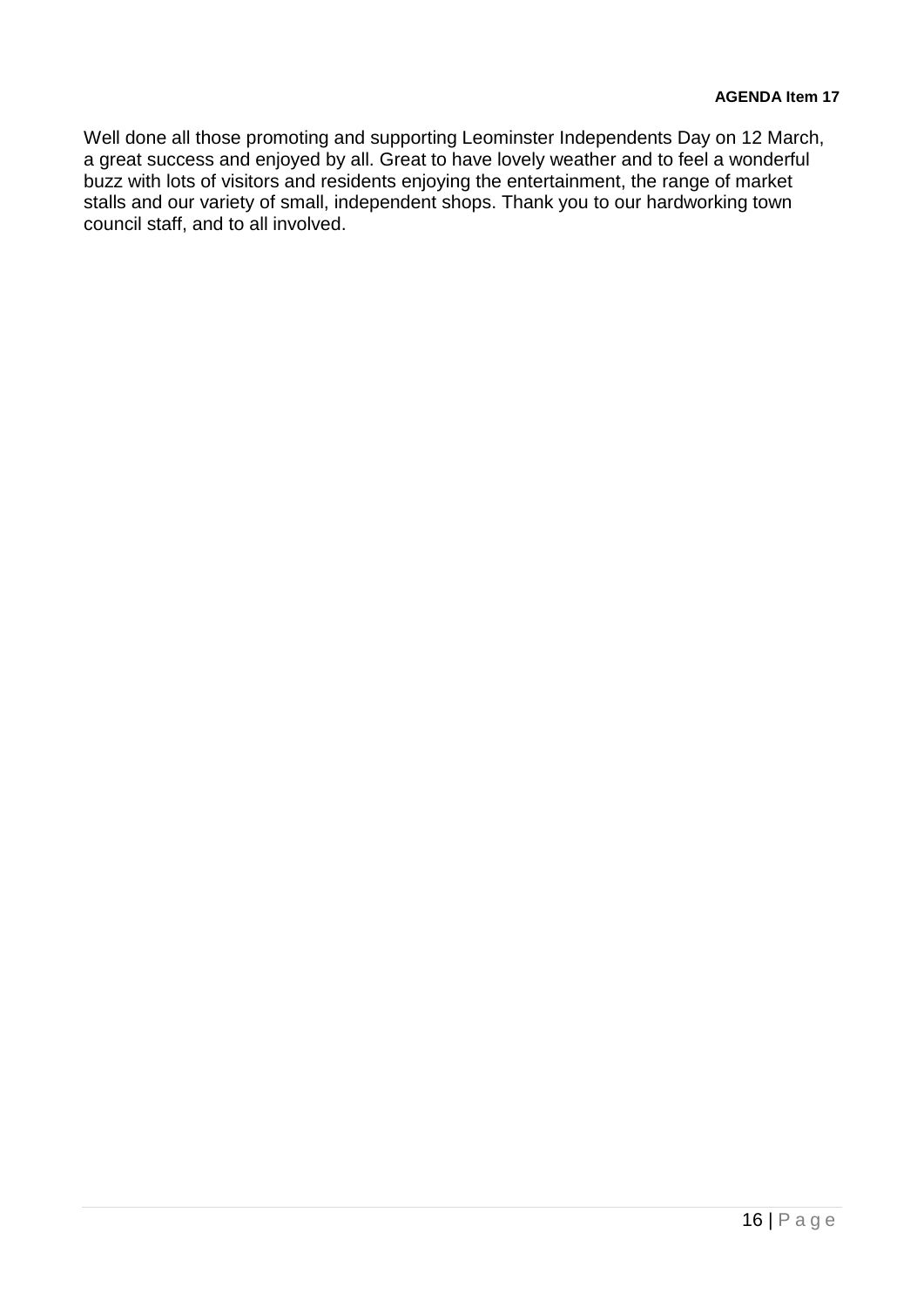**AGENDA Item 17**

Well done all those promoting and supporting Leominster Independents Day on 12 March, a great success and enjoyed by all. Great to have lovely weather and to feel a wonderful buzz with lots of visitors and residents enjoying the entertainment, the range of market stalls and our variety of small, independent shops. Thank you to our hardworking town council staff, and to all involved.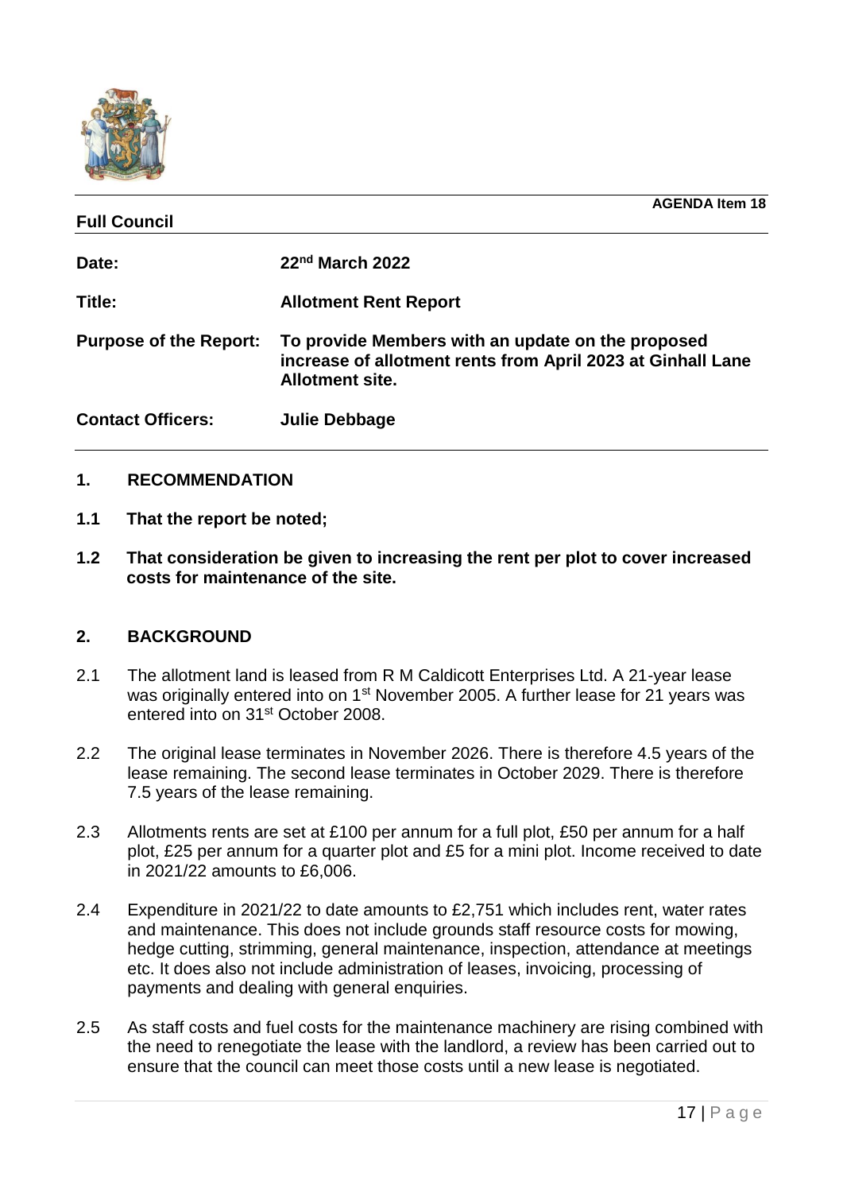**AGENDA Item 18**

**Full Council**

| | |
|---|---|
| **Date:** | **22nd March 2022** |
| **Title:** | **Allotment Rent Report** |
| **Purpose of the Report:** | **To provide Members with an update on the proposed increase of allotment rents from April 2023 at Ginhall Lane Allotment site.** |
| **Contact Officers:** | **Julie Debbage** |

## 1. RECOMMENDATION

**1.1 That the report be noted;**

**1.2 That consideration be given to increasing the rent per plot to cover increased costs for maintenance of the site.**

## 2. BACKGROUND

2.1 The allotment land is leased from R M Caldicott Enterprises Ltd. A 21-year lease was originally entered into on 1st November 2005. A further lease for 21 years was entered into on 31st October 2008.

2.2 The original lease terminates in November 2026. There is therefore 4.5 years of the lease remaining. The second lease terminates in October 2029. There is therefore 7.5 years of the lease remaining.

2.3 Allotments rents are set at £100 per annum for a full plot, £50 per annum for a half plot, £25 per annum for a quarter plot and £5 for a mini plot. Income received to date in 2021/22 amounts to £6,006.

2.4 Expenditure in 2021/22 to date amounts to £2,751 which includes rent, water rates and maintenance. This does not include grounds staff resource costs for mowing, hedge cutting, strimming, general maintenance, inspection, attendance at meetings etc. It does also not include administration of leases, invoicing, processing of payments and dealing with general enquiries.

2.5 As staff costs and fuel costs for the maintenance machinery are rising combined with the need to renegotiate the lease with the landlord, a review has been carried out to ensure that the council can meet those costs until a new lease is negotiated.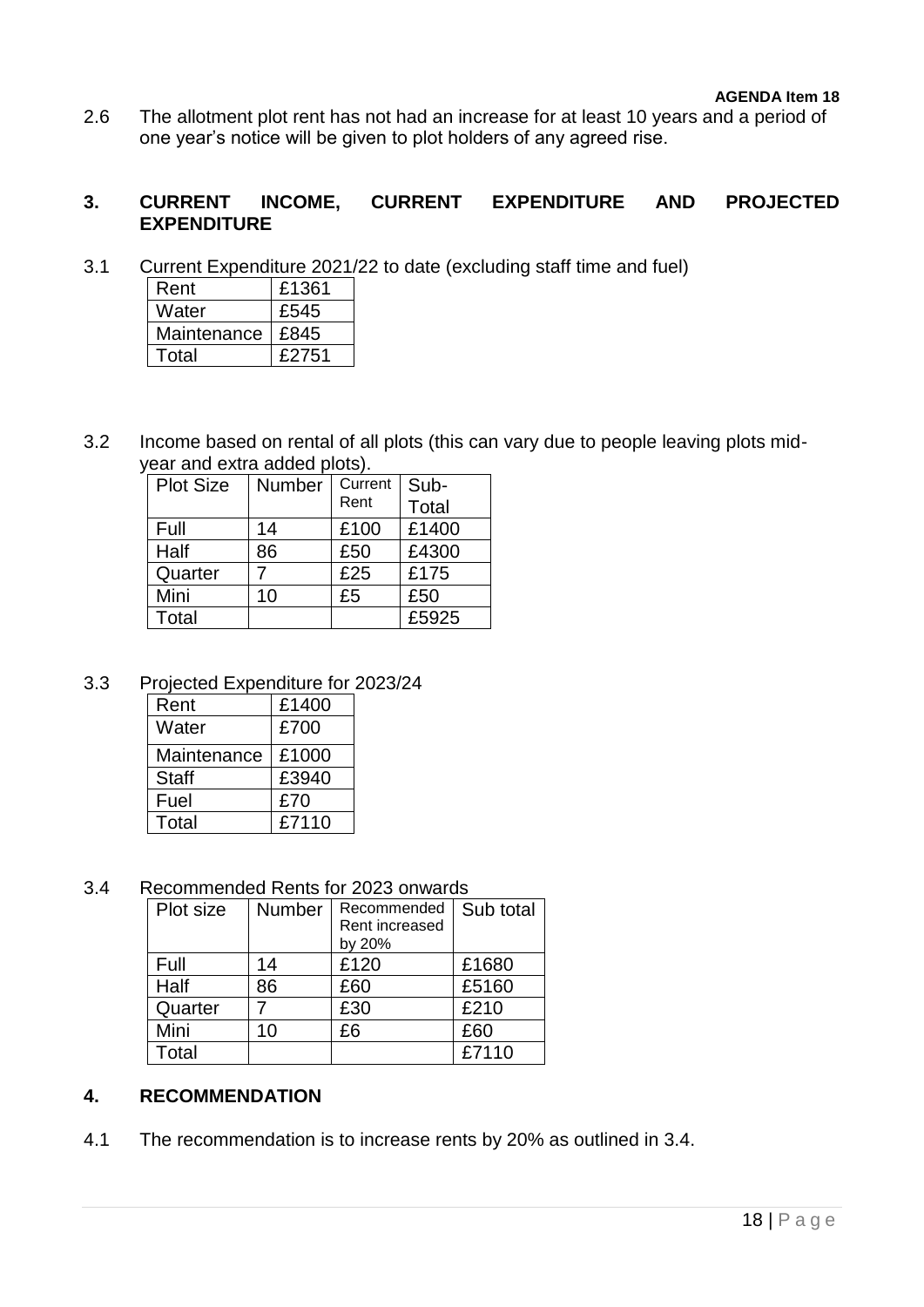**AGENDA Item 18**

2.6 The allotment plot rent has not had an increase for at least 10 years and a period of one year's notice will be given to plot holders of any agreed rise.

## 3. CURRENT INCOME, CURRENT EXPENDITURE AND PROJECTED EXPENDITURE

3.1 Current Expenditure 2021/22 to date (excluding staff time and fuel)

| | |
|---|---|
| Rent | £1361 |
| Water | £545 |
| Maintenance | £845 |
| Total | £2751 |

3.2 Income based on rental of all plots (this can vary due to people leaving plots mid-year and extra added plots).

| Plot Size | Number | Current Rent | Sub-Total |
|---|---|---|---|
| Full | 14 | £100 | £1400 |
| Half | 86 | £50 | £4300 |
| Quarter | 7 | £25 | £175 |
| Mini | 10 | £5 | £50 |
| Total | | | £5925 |

3.3 Projected Expenditure for 2023/24

| | |
|---|---|
| Rent | £1400 |
| Water | £700 |
| Maintenance | £1000 |
| Staff | £3940 |
| Fuel | £70 |
| Total | £7110 |

3.4 Recommended Rents for 2023 onwards

| Plot size | Number | Recommended Rent increased by 20% | Sub total |
|---|---|---|---|
| Full | 14 | £120 | £1680 |
| Half | 86 | £60 | £5160 |
| Quarter | 7 | £30 | £210 |
| Mini | 10 | £6 | £60 |
| Total | | | £7110 |

## 4. RECOMMENDATION

4.1 The recommendation is to increase rents by 20% as outlined in 3.4.